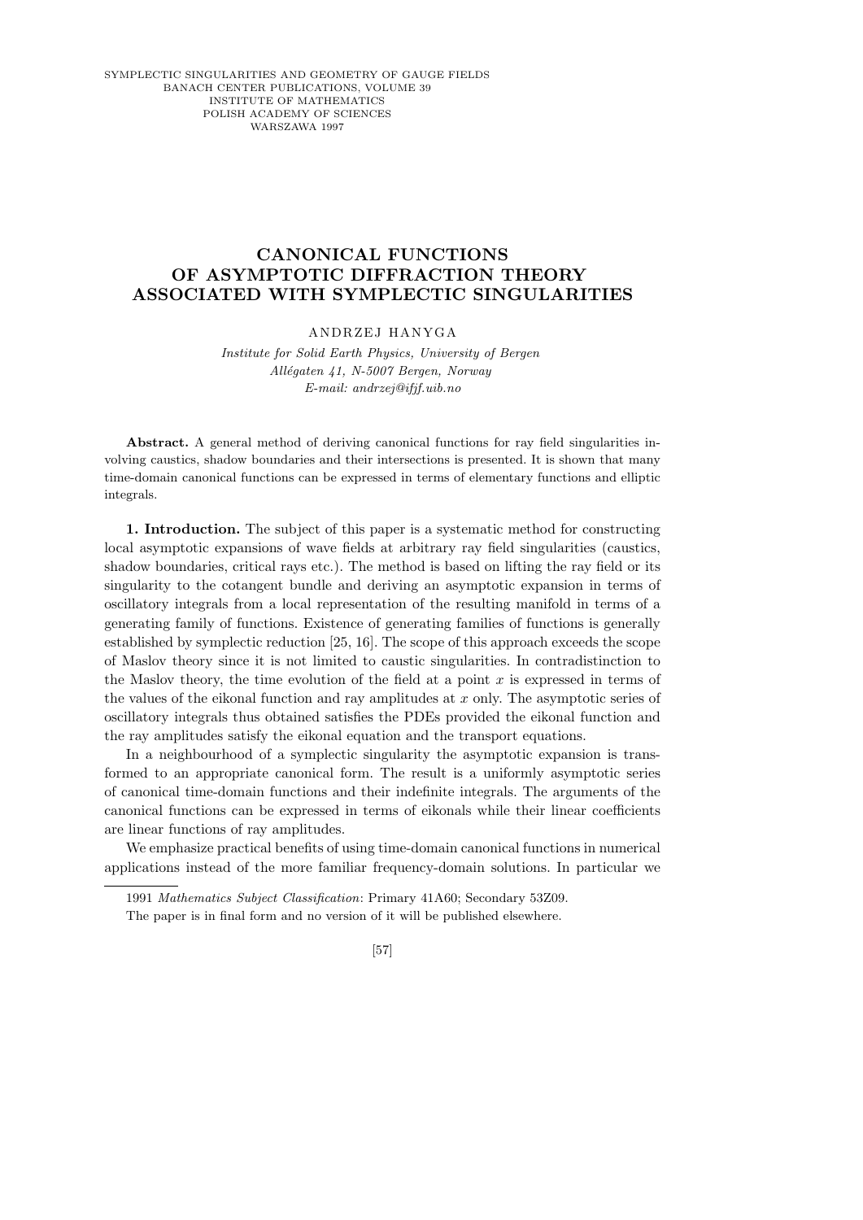# CANONICAL FUNCTIONS OF ASYMPTOTIC DIFFRACTION THEORY ASSOCIATED WITH SYMPLECTIC SINGULARITIES

ANDRZEJ HANYGA

*Institute for Solid Earth Physics, University of Bergen*
*Allégaten 41, N-5007 Bergen, Norway*
*E-mail: andrzej@ifjf.uib.no*

**Abstract.** A general method of deriving canonical functions for ray field singularities involving caustics, shadow boundaries and their intersections is presented. It is shown that many time-domain canonical functions can be expressed in terms of elementary functions and elliptic integrals.

**1. Introduction.** The subject of this paper is a systematic method for constructing local asymptotic expansions of wave fields at arbitrary ray field singularities (caustics, shadow boundaries, critical rays etc.). The method is based on lifting the ray field or its singularity to the cotangent bundle and deriving an asymptotic expansion in terms of oscillatory integrals from a local representation of the resulting manifold in terms of a generating family of functions. Existence of generating families of functions is generally established by symplectic reduction [25, 16]. The scope of this approach exceeds the scope of Maslov theory since it is not limited to caustic singularities. In contradistinction to the Maslov theory, the time evolution of the field at a point $x$ is expressed in terms of the values of the eikonal function and ray amplitudes at $x$ only. The asymptotic series of oscillatory integrals thus obtained satisfies the PDEs provided the eikonal function and the ray amplitudes satisfy the eikonal equation and the transport equations.

In a neighbourhood of a symplectic singularity the asymptotic expansion is transformed to an appropriate canonical form. The result is a uniformly asymptotic series of canonical time-domain functions and their indefinite integrals. The arguments of the canonical functions can be expressed in terms of eikonals while their linear coefficients are linear functions of ray amplitudes.

We emphasize practical benefits of using time-domain canonical functions in numerical applications instead of the more familiar frequency-domain solutions. In particular we

---

1991 *Mathematics Subject Classification*: Primary 41A60; Secondary 53Z09.

The paper is in final form and no version of it will be published elsewhere.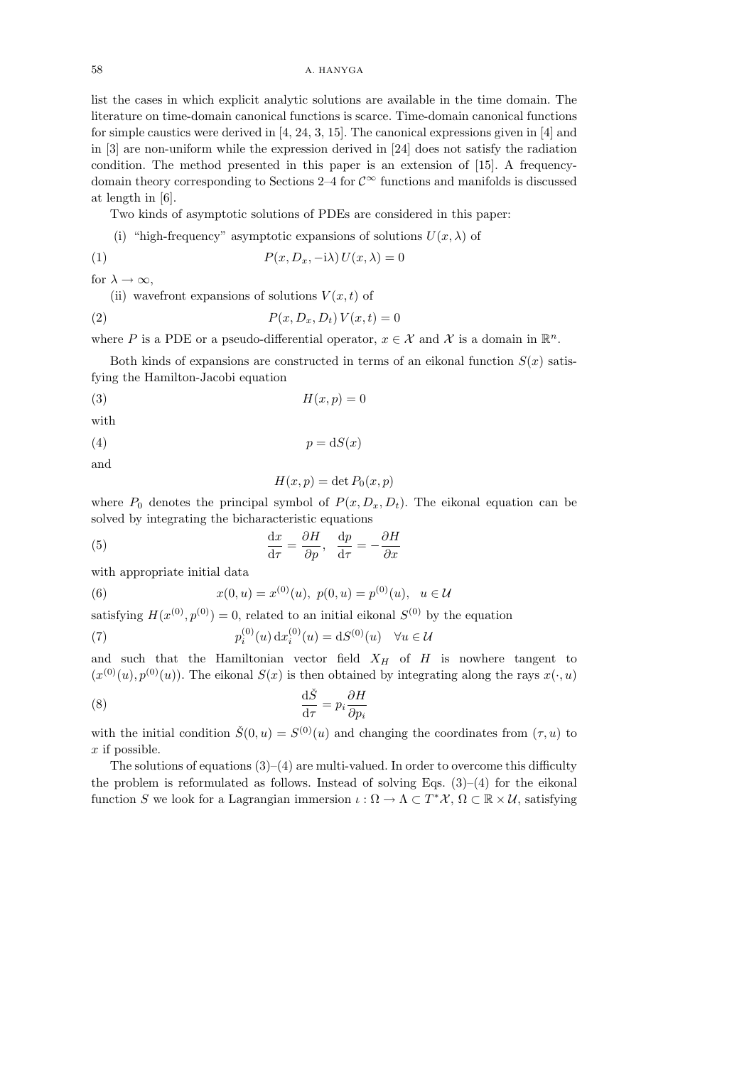list the cases in which explicit analytic solutions are available in the time domain. The literature on time-domain canonical functions is scarce. Time-domain canonical functions for simple caustics were derived in [4, 24, 3, 15]. The canonical expressions given in [4] and in [3] are non-uniform while the expression derived in [24] does not satisfy the radiation condition. The method presented in this paper is an extension of [15]. A frequency-domain theory corresponding to Sections 2–4 for $\mathcal{C}^\infty$ functions and manifolds is discussed at length in [6].

Two kinds of asymptotic solutions of PDEs are considered in this paper:

(i) "high-frequency" asymptotic expansions of solutions $U(x, \lambda)$ of

$$P(x, D_x, -\mathrm{i}\lambda)\, U(x, \lambda) = 0 \tag{1}$$

for $\lambda \to \infty$,

(ii) wavefront expansions of solutions $V(x, t)$ of

$$P(x, D_x, D_t)\, V(x, t) = 0 \tag{2}$$

where $P$ is a PDE or a pseudo-differential operator, $x \in \mathcal{X}$ and $\mathcal{X}$ is a domain in $\mathbb{R}^n$.

Both kinds of expansions are constructed in terms of an eikonal function $S(x)$ satisfying the Hamilton-Jacobi equation

$$H(x, p) = 0 \tag{3}$$

with

$$p = \mathrm{d}S(x) \tag{4}$$

and

$$H(x, p) = \det P_0(x, p)$$

where $P_0$ denotes the principal symbol of $P(x, D_x, D_t)$. The eikonal equation can be solved by integrating the bicharacteristic equations

$$\frac{\mathrm{d}x}{\mathrm{d}\tau} = \frac{\partial H}{\partial p}, \quad \frac{\mathrm{d}p}{\mathrm{d}\tau} = -\frac{\partial H}{\partial x} \tag{5}$$

with appropriate initial data

$$x(0, u) = x^{(0)}(u), \; p(0, u) = p^{(0)}(u), \quad u \in \mathcal{U} \tag{6}$$

satisfying $H(x^{(0)}, p^{(0)}) = 0$, related to an initial eikonal $S^{(0)}$ by the equation

$$p_i^{(0)}(u)\, \mathrm{d}x_i^{(0)}(u) = \mathrm{d}S^{(0)}(u) \quad \forall u \in \mathcal{U} \tag{7}$$

and such that the Hamiltonian vector field $X_H$ of $H$ is nowhere tangent to $(x^{(0)}(u), p^{(0)}(u))$. The eikonal $S(x)$ is then obtained by integrating along the rays $x(\cdot, u)$

$$\frac{\mathrm{d}\check{S}}{\mathrm{d}\tau} = p_i \frac{\partial H}{\partial p_i} \tag{8}$$

with the initial condition $\check{S}(0, u) = S^{(0)}(u)$ and changing the coordinates from $(\tau, u)$ to $x$ if possible.

The solutions of equations (3)–(4) are multi-valued. In order to overcome this difficulty the problem is reformulated as follows. Instead of solving Eqs. (3)–(4) for the eikonal function $S$ we look for a Lagrangian immersion $\iota : \Omega \to \Lambda \subset T^*\mathcal{X}$, $\Omega \subset \mathbb{R} \times \mathcal{U}$, satisfying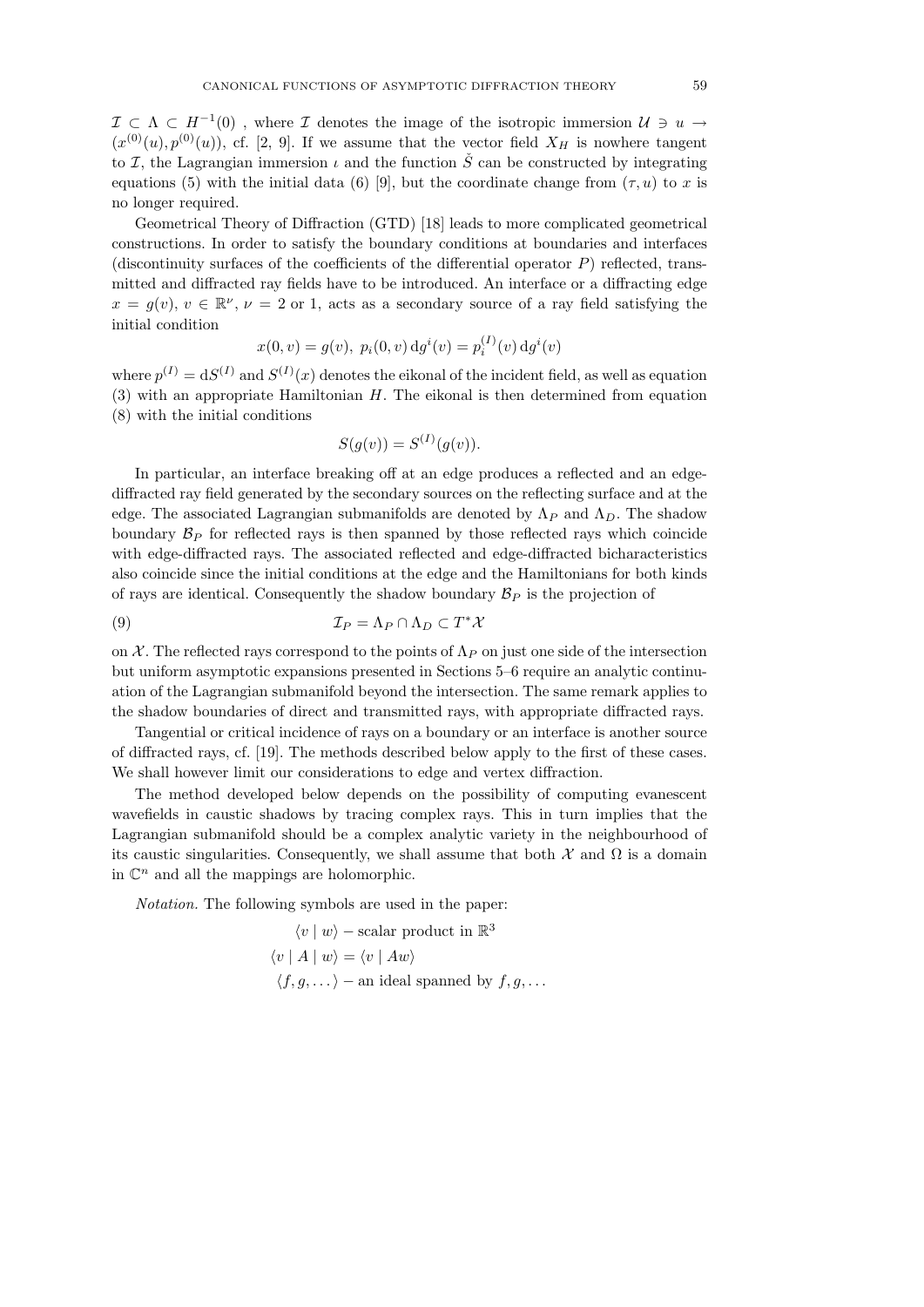$\mathcal{I} \subset \Lambda \subset H^{-1}(0)$ , where $\mathcal{I}$ denotes the image of the isotropic immersion $\mathcal{U} \ni u \to (x^{(0)}(u), p^{(0)}(u))$, cf. [2, 9]. If we assume that the vector field $X_H$ is nowhere tangent to $\mathcal{I}$, the Lagrangian immersion $\iota$ and the function $\check{S}$ can be constructed by integrating equations (5) with the initial data (6) [9], but the coordinate change from $(\tau, u)$ to $x$ is no longer required.

Geometrical Theory of Diffraction (GTD) [18] leads to more complicated geometrical constructions. In order to satisfy the boundary conditions at boundaries and interfaces (discontinuity surfaces of the coefficients of the differential operator $P$) reflected, transmitted and diffracted ray fields have to be introduced. An interface or a diffracting edge $x = g(v)$, $v \in \mathbb{R}^\nu$, $\nu = 2$ or 1, acts as a secondary source of a ray field satisfying the initial condition

$$x(0, v) = g(v),\ p_i(0, v)\,\mathrm{d}g^i(v) = p_i^{(I)}(v)\,\mathrm{d}g^i(v)$$

where $p^{(I)} = \mathrm{d}S^{(I)}$ and $S^{(I)}(x)$ denotes the eikonal of the incident field, as well as equation (3) with an appropriate Hamiltonian $H$. The eikonal is then determined from equation (8) with the initial conditions

$$S(g(v)) = S^{(I)}(g(v)).$$

In particular, an interface breaking off at an edge produces a reflected and an edge-diffracted ray field generated by the secondary sources on the reflecting surface and at the edge. The associated Lagrangian submanifolds are denoted by $\Lambda_P$ and $\Lambda_D$. The shadow boundary $\mathcal{B}_P$ for reflected rays is then spanned by those reflected rays which coincide with edge-diffracted rays. The associated reflected and edge-diffracted bicharacteristics also coincide since the initial conditions at the edge and the Hamiltonians for both kinds of rays are identical. Consequently the shadow boundary $\mathcal{B}_P$ is the projection of

$$\mathcal{I}_P = \Lambda_P \cap \Lambda_D \subset T^*\mathcal{X} \tag{9}$$

on $\mathcal{X}$. The reflected rays correspond to the points of $\Lambda_P$ on just one side of the intersection but uniform asymptotic expansions presented in Sections 5–6 require an analytic continuation of the Lagrangian submanifold beyond the intersection. The same remark applies to the shadow boundaries of direct and transmitted rays, with appropriate diffracted rays.

Tangential or critical incidence of rays on a boundary or an interface is another source of diffracted rays, cf. [19]. The methods described below apply to the first of these cases. We shall however limit our considerations to edge and vertex diffraction.

The method developed below depends on the possibility of computing evanescent wavefields in caustic shadows by tracing complex rays. This in turn implies that the Lagrangian submanifold should be a complex analytic variety in the neighbourhood of its caustic singularities. Consequently, we shall assume that both $\mathcal{X}$ and $\Omega$ is a domain in $\mathbb{C}^n$ and all the mappings are holomorphic.

*Notation.* The following symbols are used in the paper:

$\langle v \mid w \rangle$ – scalar product in $\mathbb{R}^3$

$\langle v \mid A \mid w \rangle = \langle v \mid Aw \rangle$

$\langle f, g, \dots \rangle$ – an ideal spanned by $f, g, \dots$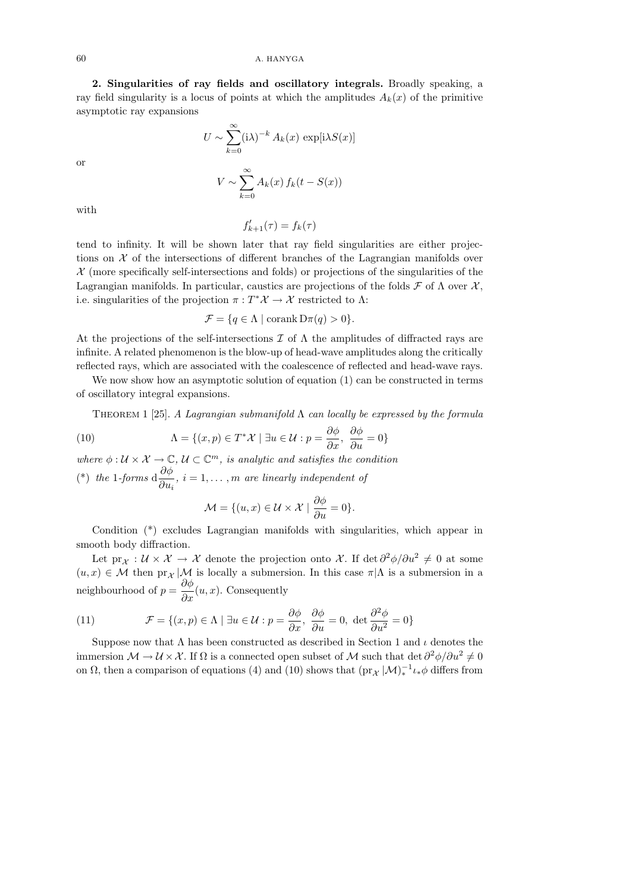**2. Singularities of ray fields and oscillatory integrals.** Broadly speaking, a ray field singularity is a locus of points at which the amplitudes $A_k(x)$ of the primitive asymptotic ray expansions

$$U \sim \sum_{k=0}^{\infty} (\mathrm{i}\lambda)^{-k} A_k(x) \exp[\mathrm{i}\lambda S(x)]$$

or

$$V \sim \sum_{k=0}^{\infty} A_k(x) f_k(t - S(x))$$

with

$$f'_{k+1}(\tau) = f_k(\tau)$$

tend to infinity. It will be shown later that ray field singularities are either projections on $\mathcal{X}$ of the intersections of different branches of the Lagrangian manifolds over $\mathcal{X}$ (more specifically self-intersections and folds) or projections of the singularities of the Lagrangian manifolds. In particular, caustics are projections of the folds $\mathcal{F}$ of $\Lambda$ over $\mathcal{X}$, i.e. singularities of the projection $\pi : T^*\mathcal{X} \to \mathcal{X}$ restricted to $\Lambda$:

$$\mathcal{F} = \{q \in \Lambda \mid \operatorname{corank} \mathrm{D}\pi(q) > 0\}.$$

At the projections of the self-intersections $\mathcal{I}$ of $\Lambda$ the amplitudes of diffracted rays are infinite. A related phenomenon is the blow-up of head-wave amplitudes along the critically reflected rays, which are associated with the coalescence of reflected and head-wave rays.

We now show how an asymptotic solution of equation (1) can be constructed in terms of oscillatory integral expansions.

Theorem 1 [25]. *A Lagrangian submanifold* $\Lambda$ *can locally be expressed by the formula*

$$\Lambda = \{(x,p) \in T^*\mathcal{X} \mid \exists u \in \mathcal{U} : p = \frac{\partial \phi}{\partial x},\ \frac{\partial \phi}{\partial u} = 0\} \tag{10}$$

*where* $\phi : \mathcal{U} \times \mathcal{X} \to \mathbb{C}$, $\mathcal{U} \subset \mathbb{C}^m$, *is analytic and satisfies the condition*

(\*) *the 1-forms* $\mathrm{d}\dfrac{\partial \phi}{\partial u_i}$, $i = 1, \ldots, m$ *are linearly independent of*

$$\mathcal{M} = \{(u,x) \in \mathcal{U} \times \mathcal{X} \mid \frac{\partial \phi}{\partial u} = 0\}.$$

Condition (\*) excludes Lagrangian manifolds with singularities, which appear in smooth body diffraction.

Let $\mathrm{pr}_{\mathcal{X}} : \mathcal{U} \times \mathcal{X} \to \mathcal{X}$ denote the projection onto $\mathcal{X}$. If $\det \partial^2\phi/\partial u^2 \neq 0$ at some $(u,x) \in \mathcal{M}$ then $\mathrm{pr}_{\mathcal{X}} |\mathcal{M}$ is locally a submersion. In this case $\pi|\Lambda$ is a submersion in a neighbourhood of $p = \dfrac{\partial \phi}{\partial x}(u,x)$. Consequently

$$\mathcal{F} = \{(x,p) \in \Lambda \mid \exists u \in \mathcal{U} : p = \frac{\partial \phi}{\partial x},\ \frac{\partial \phi}{\partial u} = 0,\ \det \frac{\partial^2 \phi}{\partial u^2} = 0\} \tag{11}$$

Suppose now that $\Lambda$ has been constructed as described in Section 1 and $\iota$ denotes the immersion $\mathcal{M} \to \mathcal{U} \times \mathcal{X}$. If $\Omega$ is a connected open subset of $\mathcal{M}$ such that $\det \partial^2\phi/\partial u^2 \neq 0$ on $\Omega$, then a comparison of equations (4) and (10) shows that $(\mathrm{pr}_{\mathcal{X}} |\mathcal{M})^{-1}_* \iota_* \phi$ differs from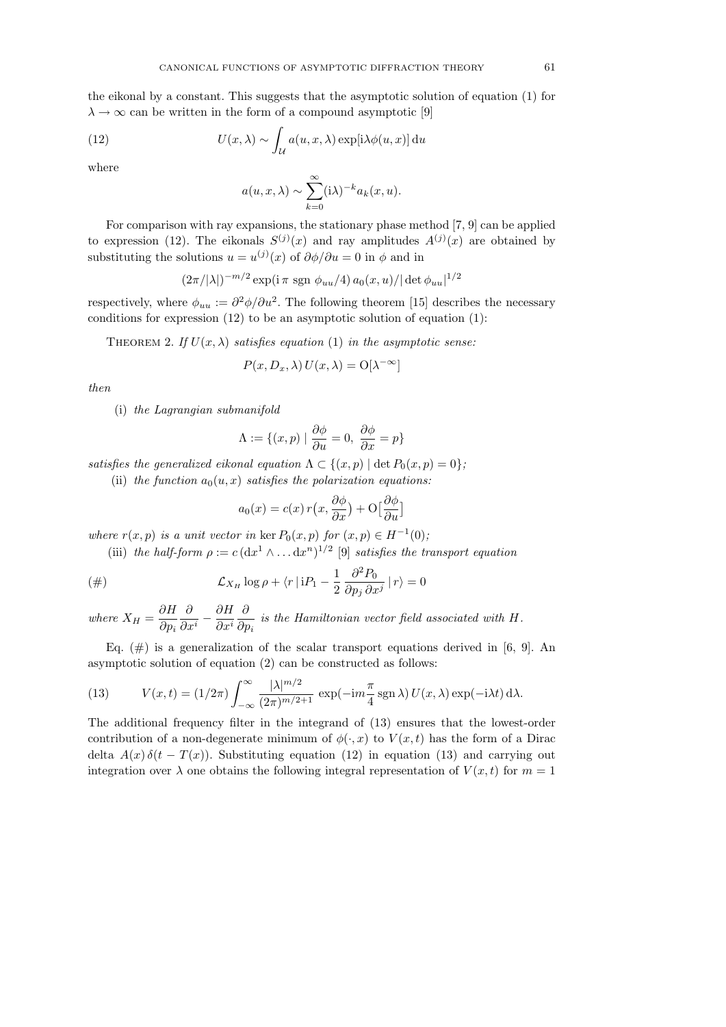the eikonal by a constant. This suggests that the asymptotic solution of equation (1) for $\lambda \to \infty$ can be written in the form of a compound asymptotic [9]

$$U(x, \lambda) \sim \int_{\mathcal{U}} a(u, x, \lambda) \exp[\mathrm{i}\lambda\phi(u, x)]\, \mathrm{d}u \tag{12}$$

where

$$a(u, x, \lambda) \sim \sum_{k=0}^{\infty} (\mathrm{i}\lambda)^{-k} a_k(x, u).$$

For comparison with ray expansions, the stationary phase method [7, 9] can be applied to expression (12). The eikonals $S^{(j)}(x)$ and ray amplitudes $A^{(j)}(x)$ are obtained by substituting the solutions $u = u^{(j)}(x)$ of $\partial\phi/\partial u = 0$ in $\phi$ and in

$$(2\pi/|\lambda|)^{-m/2} \exp(\mathrm{i}\,\pi \,\mathrm{sgn}\, \phi_{uu}/4)\, a_0(x, u)/|\det \phi_{uu}|^{1/2}$$

respectively, where $\phi_{uu} := \partial^2\phi/\partial u^2$. The following theorem [15] describes the necessary conditions for expression (12) to be an asymptotic solution of equation (1):

THEOREM 2. *If $U(x, \lambda)$ satisfies equation* (1) *in the asymptotic sense:*

$$P(x, D_x, \lambda)\, U(x, \lambda) = \mathrm{O}[\lambda^{-\infty}]$$

*then*

(i) *the Lagrangian submanifold*

$$\Lambda := \{(x, p) \mid \frac{\partial\phi}{\partial u} = 0,\ \frac{\partial\phi}{\partial x} = p\}$$

*satisfies the generalized eikonal equation $\Lambda \subset \{(x, p) \mid \det P_0(x, p) = 0\}$;*

(ii) *the function $a_0(u, x)$ satisfies the polarization equations:*

$$a_0(x) = c(x)\, r\big(x, \frac{\partial\phi}{\partial x}\big) + \mathrm{O}\big[\frac{\partial\phi}{\partial u}\big]$$

*where $r(x, p)$ is a unit vector in $\ker P_0(x, p)$ for $(x, p) \in H^{-1}(0)$;*

(iii) *the half-form $\rho := c\, (\mathrm{d}x^1 \wedge \ldots \mathrm{d}x^n)^{1/2}$ [9] satisfies the transport equation*

$$\mathcal{L}_{X_H} \log\rho + \langle r \,|\, \mathrm{i}P_1 - \frac{1}{2}\, \frac{\partial^2 P_0}{\partial p_j\, \partial x^j} \,|\, r\rangle = 0 \tag{\#}$$

*where $X_H = \dfrac{\partial H}{\partial p_i}\dfrac{\partial}{\partial x^i} - \dfrac{\partial H}{\partial x^i}\dfrac{\partial}{\partial p_i}$ is the Hamiltonian vector field associated with $H$.*

Eq. (#) is a generalization of the scalar transport equations derived in [6, 9]. An asymptotic solution of equation (2) can be constructed as follows:

$$V(x, t) = (1/2\pi) \int_{-\infty}^{\infty} \frac{|\lambda|^{m/2}}{(2\pi)^{m/2+1}} \exp(-\mathrm{i}m\frac{\pi}{4}\,\mathrm{sgn}\,\lambda)\, U(x, \lambda) \exp(-\mathrm{i}\lambda t)\, \mathrm{d}\lambda. \tag{13}$$

The additional frequency filter in the integrand of (13) ensures that the lowest-order contribution of a non-degenerate minimum of $\phi(\cdot, x)$ to $V(x, t)$ has the form of a Dirac delta $A(x)\, \delta(t - T(x))$. Substituting equation (12) in equation (13) and carrying out integration over $\lambda$ one obtains the following integral representation of $V(x, t)$ for $m = 1$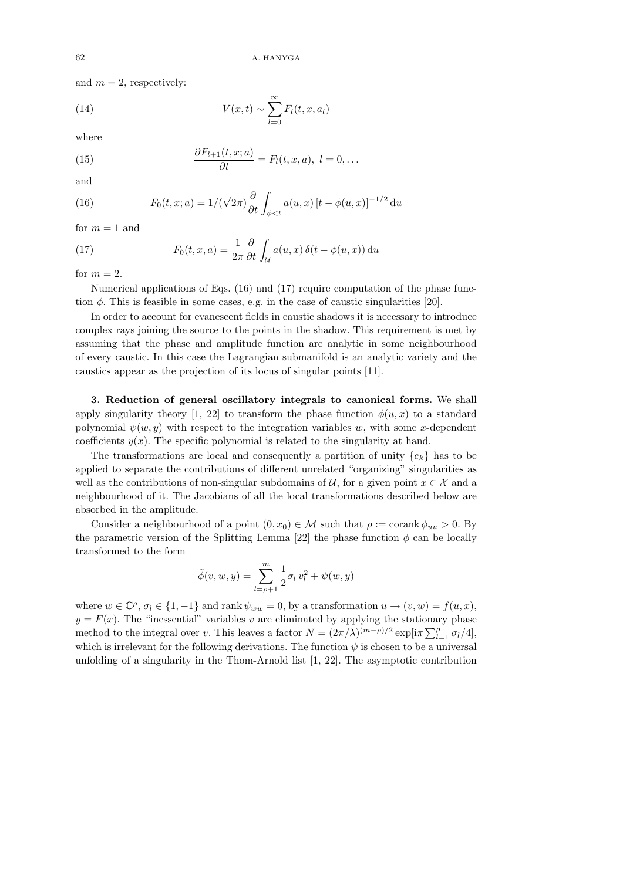and $m = 2$, respectively:

$$V(x,t) \sim \sum_{l=0}^{\infty} F_l(t,x,a_l) \tag{14}$$

where

$$\frac{\partial F_{l+1}(t,x;a)}{\partial t} = F_l(t,x,a),\ l = 0,\dots \tag{15}$$

and

$$F_0(t,x;a) = 1/(\sqrt{2}\pi)\frac{\partial}{\partial t}\int_{\phi<t} a(u,x)\,[t-\phi(u,x)]^{-1/2}\,\mathrm{d}u \tag{16}$$

for $m = 1$ and

$$F_0(t,x,a) = \frac{1}{2\pi}\frac{\partial}{\partial t}\int_{\mathcal{U}} a(u,x)\,\delta(t-\phi(u,x))\,\mathrm{d}u \tag{17}$$

for $m = 2$.

Numerical applications of Eqs. (16) and (17) require computation of the phase function $\phi$. This is feasible in some cases, e.g. in the case of caustic singularities [20].

In order to account for evanescent fields in caustic shadows it is necessary to introduce complex rays joining the source to the points in the shadow. This requirement is met by assuming that the phase and amplitude function are analytic in some neighbourhood of every caustic. In this case the Lagrangian submanifold is an analytic variety and the caustics appear as the projection of its locus of singular points [11].

**3. Reduction of general oscillatory integrals to canonical forms.** We shall apply singularity theory [1, 22] to transform the phase function $\phi(u,x)$ to a standard polynomial $\psi(w,y)$ with respect to the integration variables $w$, with some $x$-dependent coefficients $y(x)$. The specific polynomial is related to the singularity at hand.

The transformations are local and consequently a partition of unity $\{e_k\}$ has to be applied to separate the contributions of different unrelated "organizing" singularities as well as the contributions of non-singular subdomains of $\mathcal{U}$, for a given point $x \in \mathcal{X}$ and a neighbourhood of it. The Jacobians of all the local transformations described below are absorbed in the amplitude.

Consider a neighbourhood of a point $(0,x_0) \in \mathcal{M}$ such that $\rho := \operatorname{corank}\phi_{uu} > 0$. By the parametric version of the Splitting Lemma [22] the phase function $\phi$ can be locally transformed to the form

$$\tilde{\phi}(v,w,y) = \sum_{l=\rho+1}^{m} \frac{1}{2}\sigma_l\, v_l^2 + \psi(w,y)$$

where $w \in \mathbb{C}^\rho$, $\sigma_l \in \{1,-1\}$ and $\operatorname{rank}\psi_{ww} = 0$, by a transformation $u \to (v,w) = f(u,x)$, $y = F(x)$. The "inessential" variables $v$ are eliminated by applying the stationary phase method to the integral over $v$. This leaves a factor $N = (2\pi/\lambda)^{(m-\rho)/2}\exp[\mathrm{i}\pi\sum_{l=1}^{\rho}\sigma_l/4]$, which is irrelevant for the following derivations. The function $\psi$ is chosen to be a universal unfolding of a singularity in the Thom-Arnold list [1, 22]. The asymptotic contribution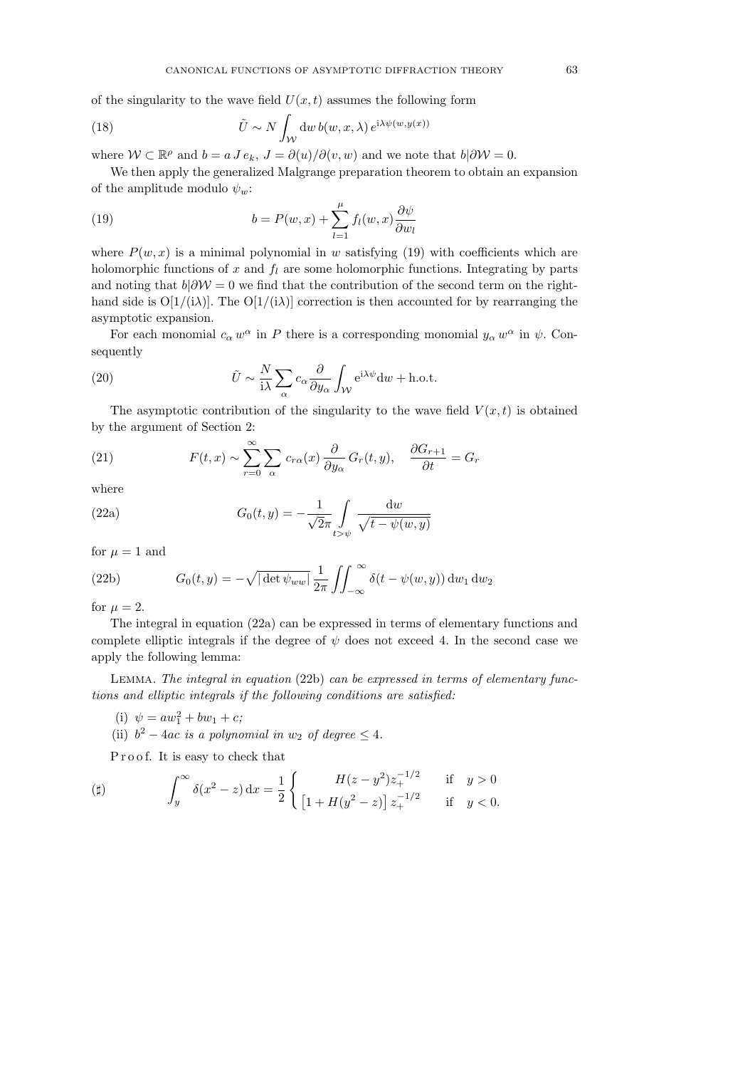of the singularity to the wave field $U(x,t)$ assumes the following form

$$\tilde{U} \sim N \int_{\mathcal{W}} \mathrm{d}w \, b(w,x,\lambda) \, e^{\mathrm{i}\lambda\psi(w,y(x))} \tag{18}$$

where $\mathcal{W} \subset \mathbb{R}^{\rho}$ and $b = a \, J \, e_k$, $J = \partial(u)/\partial(v,w)$ and we note that $b|\partial\mathcal{W} = 0$.

We then apply the generalized Malgrange preparation theorem to obtain an expansion of the amplitude modulo $\psi_w$:

$$b = P(w,x) + \sum_{l=1}^{\mu} f_l(w,x) \frac{\partial \psi}{\partial w_l} \tag{19}$$

where $P(w,x)$ is a minimal polynomial in $w$ satisfying (19) with coefficients which are holomorphic functions of $x$ and $f_l$ are some holomorphic functions. Integrating by parts and noting that $b|\partial\mathcal{W} = 0$ we find that the contribution of the second term on the right-hand side is $\mathrm{O}[1/(\mathrm{i}\lambda)]$. The $\mathrm{O}[1/(\mathrm{i}\lambda)]$ correction is then accounted for by rearranging the asymptotic expansion.

For each monomial $c_\alpha \, w^\alpha$ in $P$ there is a corresponding monomial $y_\alpha \, w^\alpha$ in $\psi$. Consequently

$$\tilde{U} \sim \frac{N}{\mathrm{i}\lambda} \sum_{\alpha} c_\alpha \frac{\partial}{\partial y_\alpha} \int_{\mathcal{W}} \mathrm{e}^{\mathrm{i}\lambda\psi} \mathrm{d}w + \text{h.o.t.} \tag{20}$$

The asymptotic contribution of the singularity to the wave field $V(x,t)$ is obtained by the argument of Section 2:

$$F(t,x) \sim \sum_{r=0}^{\infty} \sum_{\alpha} c_{r\alpha}(x) \frac{\partial}{\partial y_\alpha} G_r(t,y), \quad \frac{\partial G_{r+1}}{\partial t} = G_r \tag{21}$$

where

$$G_0(t,y) = -\frac{1}{\sqrt{2}\pi} \int\limits_{t>\psi} \frac{\mathrm{d}w}{\sqrt{t - \psi(w,y)}} \tag{22a}$$

for $\mu = 1$ and

$$G_0(t,y) = -\sqrt{|\det \psi_{ww}|} \, \frac{1}{2\pi} \iint_{-\infty}^{\infty} \delta(t - \psi(w,y)) \, \mathrm{d}w_1 \, \mathrm{d}w_2 \tag{22b}$$

for $\mu = 2$.

The integral in equation (22a) can be expressed in terms of elementary functions and complete elliptic integrals if the degree of $\psi$ does not exceed 4. In the second case we apply the following lemma:

Lemma. *The integral in equation* (22b) *can be expressed in terms of elementary functions and elliptic integrals if the following conditions are satisfied:*

(i) $\psi = a w_1^2 + b w_1 + c$;

(ii) $b^2 - 4ac$ *is a polynomial in* $w_2$ *of degree* $\leq 4$.

Proof. It is easy to check that

$$\int_{y}^{\infty} \delta(x^2 - z) \, \mathrm{d}x = \frac{1}{2} \begin{cases} H(z - y^2) z_+^{-1/2} & \text{if} \quad y > 0 \\ \left[1 + H(y^2 - z)\right] z_+^{-1/2} & \text{if} \quad y < 0. \end{cases} \tag{$\sharp$}$$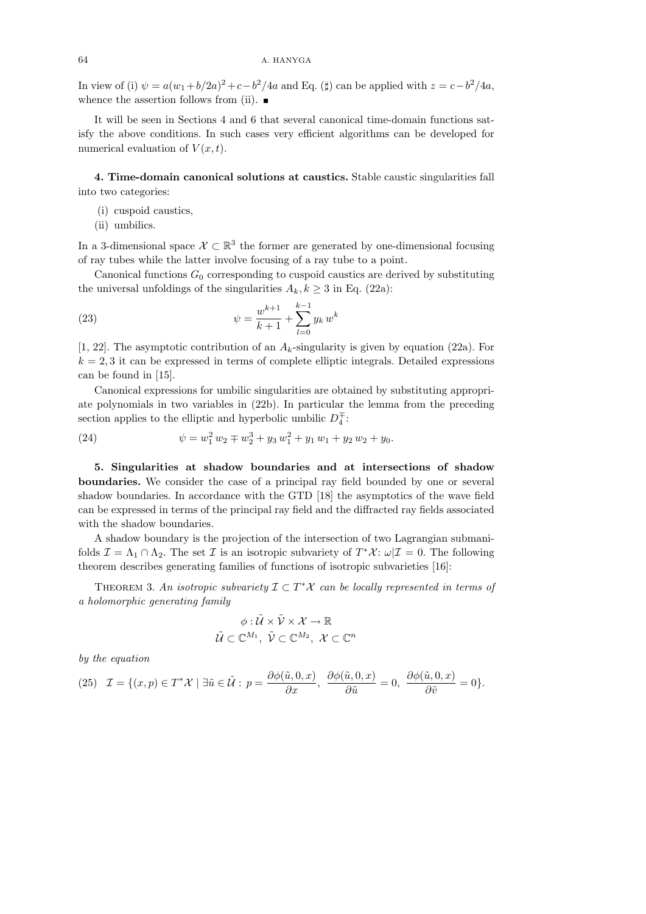In view of (i) $\psi = a(w_1+b/2a)^2+c-b^2/4a$ and Eq. (♯) can be applied with $z = c-b^2/4a$, whence the assertion follows from (ii). ∎

It will be seen in Sections 4 and 6 that several canonical time-domain functions satisfy the above conditions. In such cases very efficient algorithms can be developed for numerical evaluation of $V(x,t)$.

**4. Time-domain canonical solutions at caustics.** Stable caustic singularities fall into two categories:

(i) cuspoid caustics,
(ii) umbilics.

In a 3-dimensional space $\mathcal{X} \subset \mathbb{R}^3$ the former are generated by one-dimensional focusing of ray tubes while the latter involve focusing of a ray tube to a point.

Canonical functions $G_0$ corresponding to cuspoid caustics are derived by substituting the universal unfoldings of the singularities $A_k, k \geq 3$ in Eq. (22a):

$$\psi = \frac{w^{k+1}}{k+1} + \sum_{l=0}^{k-1} y_k\, w^k \tag{23}$$

[1, 22]. The asymptotic contribution of an $A_k$-singularity is given by equation (22a). For $k = 2, 3$ it can be expressed in terms of complete elliptic integrals. Detailed expressions can be found in [15].

Canonical expressions for umbilic singularities are obtained by substituting appropriate polynomials in two variables in (22b). In particular the lemma from the preceding section applies to the elliptic and hyperbolic umbilic $D_4^{\mp}$:

$$\psi = w_1^2\, w_2 \mp w_2^3 + y_3\, w_1^2 + y_1\, w_1 + y_2\, w_2 + y_0. \tag{24}$$

**5. Singularities at shadow boundaries and at intersections of shadow boundaries.** We consider the case of a principal ray field bounded by one or several shadow boundaries. In accordance with the GTD [18] the asymptotics of the wave field can be expressed in terms of the principal ray field and the diffracted ray fields associated with the shadow boundaries.

A shadow boundary is the projection of the intersection of two Lagrangian submanifolds $\mathcal{I} = \Lambda_1 \cap \Lambda_2$. The set $\mathcal{I}$ is an isotropic subvariety of $T^*\mathcal{X}$: $\omega|\mathcal{I} = 0$. The following theorem describes generating families of functions of isotropic subvarieties [16]:

Theorem 3. *An isotropic subvariety $\mathcal{I} \subset T^*\mathcal{X}$ can be locally represented in terms of a holomorphic generating family*

$$\phi : \tilde{\mathcal{U}} \times \tilde{\mathcal{V}} \times \mathcal{X} \to \mathbb{R}$$
$$\tilde{\mathcal{U}} \subset \mathbb{C}^{M_1},\ \tilde{\mathcal{V}} \subset \mathbb{C}^{M_2},\ \mathcal{X} \subset \mathbb{C}^n$$

*by the equation*

$$\mathcal{I} = \{(x,p) \in T^*\mathcal{X} \mid \exists \tilde{u} \in \tilde{\mathcal{U}} :\, p = \frac{\partial \phi(\tilde{u}, 0, x)}{\partial x},\ \frac{\partial \phi(\tilde{u}, 0, x)}{\partial \tilde{u}} = 0,\ \frac{\partial \phi(\tilde{u}, 0, x)}{\partial \tilde{v}} = 0\}. \tag{25}$$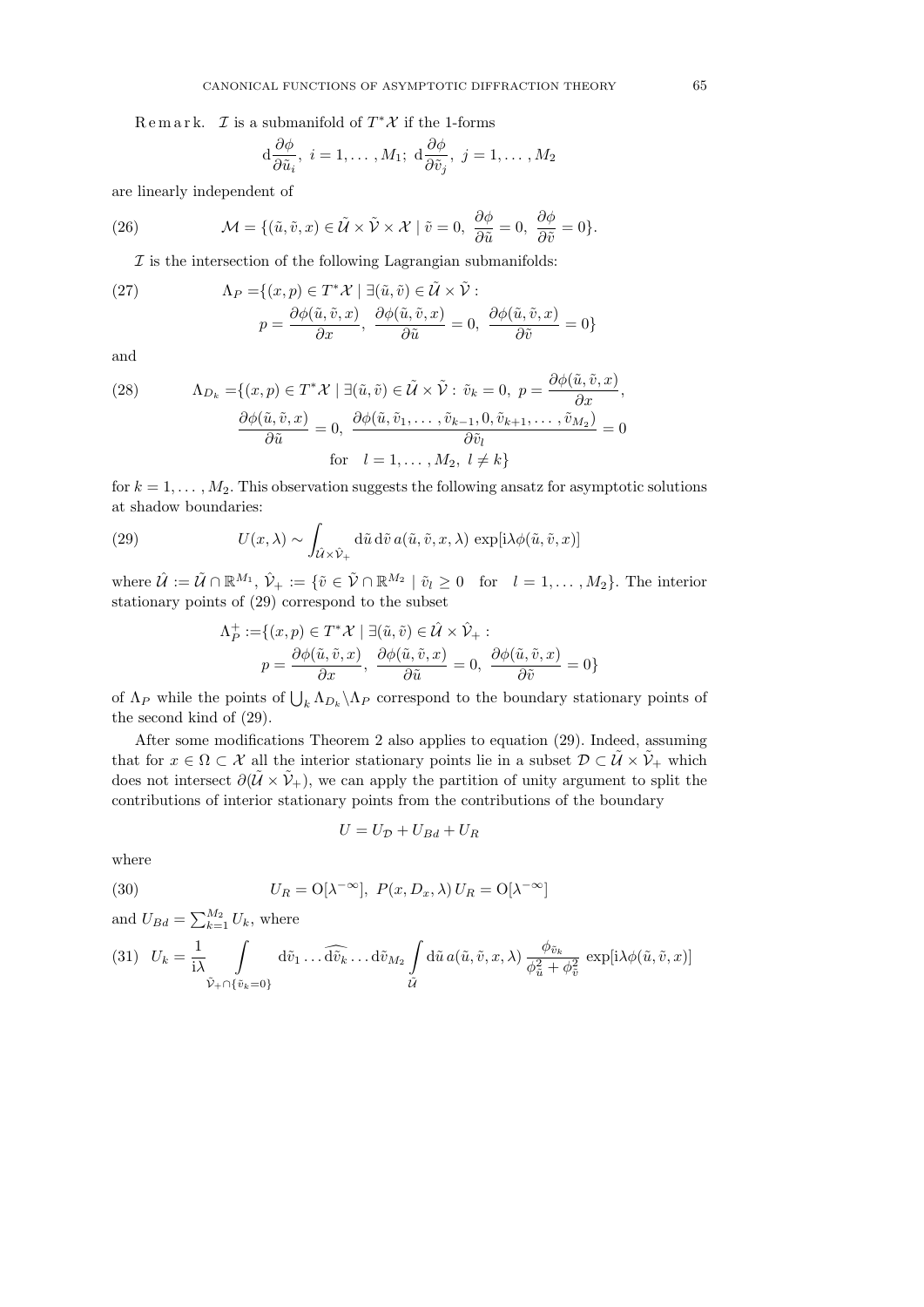R e m a r k. $\mathcal{I}$ is a submanifold of $T^*\mathcal{X}$ if the 1-forms

$$\mathrm{d}\frac{\partial \phi}{\partial \tilde{u}_i},\ i=1,\dots,M_1;\ \mathrm{d}\frac{\partial \phi}{\partial \tilde{v}_j},\ j=1,\dots,M_2$$

are linearly independent of

$$\mathcal{M}=\{(\tilde{u},\tilde{v},x)\in\tilde{\mathcal{U}}\times\tilde{\mathcal{V}}\times\mathcal{X}\mid \tilde{v}=0,\ \frac{\partial\phi}{\partial\tilde{u}}=0,\ \frac{\partial\phi}{\partial\tilde{v}}=0\}. \tag{26}$$

$\mathcal{I}$ is the intersection of the following Lagrangian submanifolds:

$$\begin{aligned}\Lambda_P=&\{(x,p)\in T^*\mathcal{X}\mid \exists(\tilde{u},\tilde{v})\in\tilde{\mathcal{U}}\times\tilde{\mathcal{V}}:\\ &p=\frac{\partial\phi(\tilde{u},\tilde{v},x)}{\partial x},\ \frac{\partial\phi(\tilde{u},\tilde{v},x)}{\partial\tilde{u}}=0,\ \frac{\partial\phi(\tilde{u},\tilde{v},x)}{\partial\tilde{v}}=0\}\end{aligned} \tag{27}$$

and

$$\begin{aligned}\Lambda_{D_k}=&\{(x,p)\in T^*\mathcal{X}\mid \exists(\tilde{u},\tilde{v})\in\tilde{\mathcal{U}}\times\tilde{\mathcal{V}}:\ \tilde{v}_k=0,\ p=\frac{\partial\phi(\tilde{u},\tilde{v},x)}{\partial x},\\ &\frac{\partial\phi(\tilde{u},\tilde{v},x)}{\partial\tilde{u}}=0,\ \frac{\partial\phi(\tilde{u},\tilde{v}_1,\dots,\tilde{v}_{k-1},0,\tilde{v}_{k+1},\dots,\tilde{v}_{M_2})}{\partial\tilde{v}_l}=0\\ &\text{for}\quad l=1,\dots,M_2,\ l\neq k\}\end{aligned} \tag{28}$$

for $k=1,\dots,M_2$. This observation suggests the following ansatz for asymptotic solutions at shadow boundaries:

$$U(x,\lambda)\sim\int_{\hat{\mathcal{U}}\times\hat{\mathcal{V}}_+}\mathrm{d}\tilde{u}\,\mathrm{d}\tilde{v}\,a(\tilde{u},\tilde{v},x,\lambda)\exp[\mathrm{i}\lambda\phi(\tilde{u},\tilde{v},x)] \tag{29}$$

where $\hat{\mathcal{U}}:=\tilde{\mathcal{U}}\cap\mathbb{R}^{M_1}$, $\hat{\mathcal{V}}_+:=\{\tilde{v}\in\tilde{\mathcal{V}}\cap\mathbb{R}^{M_2}\mid\tilde{v}_l\geq 0\quad\text{for}\quad l=1,\dots,M_2\}$. The interior stationary points of (29) correspond to the subset

$$\begin{aligned}\Lambda_P^+:=&\{(x,p)\in T^*\mathcal{X}\mid \exists(\tilde{u},\tilde{v})\in\hat{\mathcal{U}}\times\hat{\mathcal{V}}_+:\\ &p=\frac{\partial\phi(\tilde{u},\tilde{v},x)}{\partial x},\ \frac{\partial\phi(\tilde{u},\tilde{v},x)}{\partial\tilde{u}}=0,\ \frac{\partial\phi(\tilde{u},\tilde{v},x)}{\partial\tilde{v}}=0\}\end{aligned}$$

of $\Lambda_P$ while the points of $\bigcup_k\Lambda_{D_k}\backslash\Lambda_P$ correspond to the boundary stationary points of the second kind of (29).

After some modifications Theorem 2 also applies to equation (29). Indeed, assuming that for $x\in\Omega\subset\mathcal{X}$ all the interior stationary points lie in a subset $\mathcal{D}\subset\tilde{\mathcal{U}}\times\tilde{\mathcal{V}}_+$ which does not intersect $\partial(\tilde{\mathcal{U}}\times\tilde{\mathcal{V}}_+)$, we can apply the partition of unity argument to split the contributions of interior stationary points from the contributions of the boundary

$$U=U_{\mathcal{D}}+U_{Bd}+U_R$$

where

$$U_R=\mathrm{O}[\lambda^{-\infty}],\ P(x,D_x,\lambda)\,U_R=\mathrm{O}[\lambda^{-\infty}] \tag{30}$$

and $U_{Bd}=\sum_{k=1}^{M_2}U_k$, where

$$U_k=\frac{1}{\mathrm{i}\lambda}\int\limits_{\tilde{\mathcal{V}}_+\cap\{\tilde{v}_k=0\}}\mathrm{d}\tilde{v}_1\dots\widehat{\mathrm{d}\tilde{v}_k}\dots\mathrm{d}\tilde{v}_{M_2}\int\limits_{\tilde{\mathcal{U}}}\mathrm{d}\tilde{u}\,a(\tilde{u},\tilde{v},x,\lambda)\,\frac{\phi_{\tilde{v}_k}}{\phi_{\tilde{u}}^2+\phi_{\tilde{v}}^2}\,\exp[\mathrm{i}\lambda\phi(\tilde{u},\tilde{v},x)] \tag{31}$$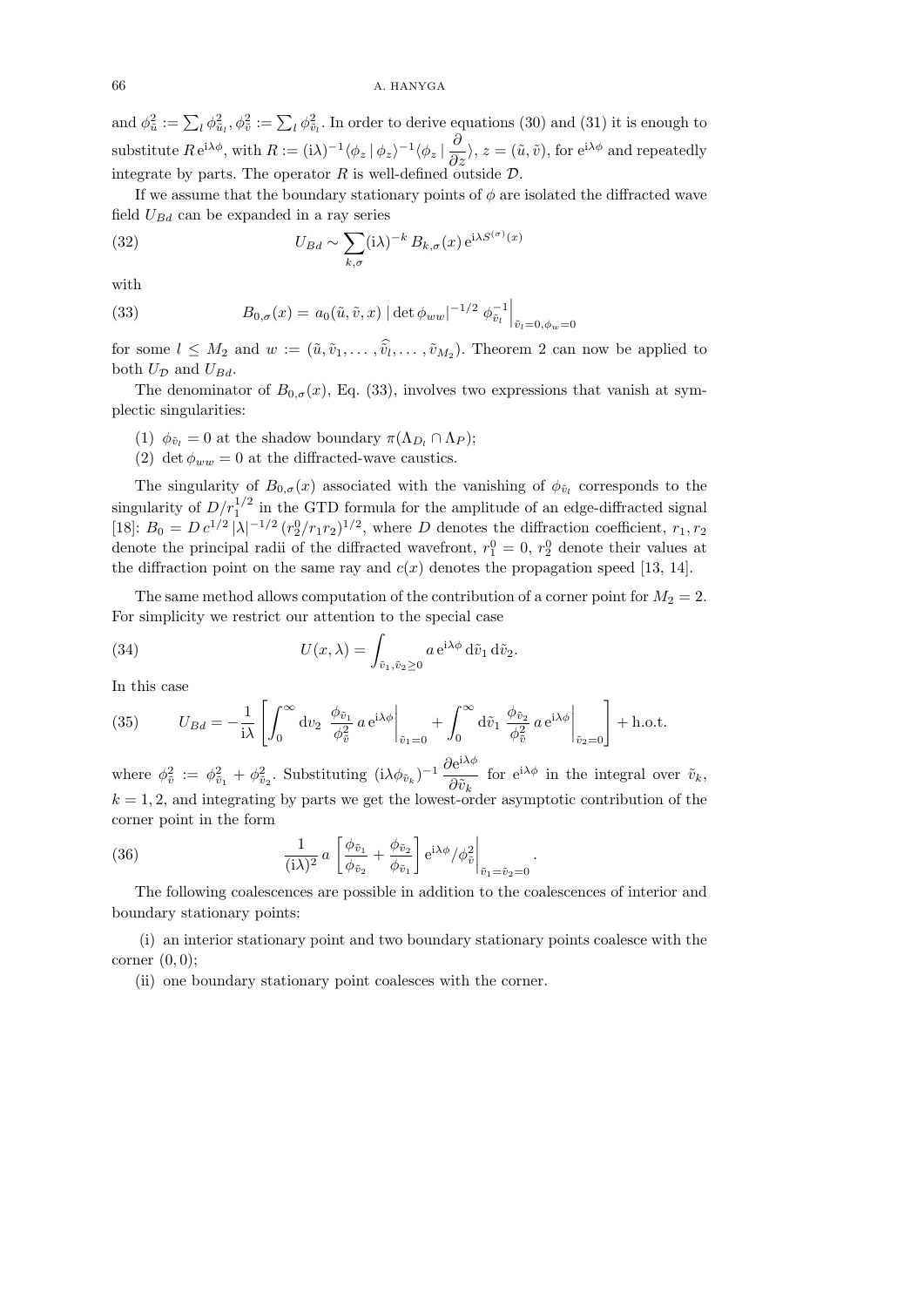and $\phi_{\tilde{u}}^2 := \sum_l \phi_{\tilde{u}_l}^2, \phi_{\tilde{v}}^2 := \sum_l \phi_{\tilde{v}_l}^2$. In order to derive equations (30) and (31) it is enough to substitute $R\,\mathrm{e}^{\mathrm{i}\lambda\phi}$, with $R := (\mathrm{i}\lambda)^{-1}\langle\phi_z \,|\, \phi_z\rangle^{-1}\langle\phi_z \,|\, \dfrac{\partial}{\partial z}\rangle$, $z = (\tilde{u}, \tilde{v})$, for $\mathrm{e}^{\mathrm{i}\lambda\phi}$ and repeatedly integrate by parts. The operator $R$ is well-defined outside $\mathcal{D}$.

If we assume that the boundary stationary points of $\phi$ are isolated the diffracted wave field $U_{Bd}$ can be expanded in a ray series

$$U_{Bd} \sim \sum_{k,\sigma} (\mathrm{i}\lambda)^{-k}\, B_{k,\sigma}(x)\, \mathrm{e}^{\mathrm{i}\lambda S^{(\sigma)}(x)} \tag{32}$$

with

$$B_{0,\sigma}(x) = a_0(\tilde{u}, \tilde{v}, x)\, |\det \phi_{ww}|^{-1/2}\, \phi_{\tilde{v}_l}^{-1}\Big|_{\tilde{v}_l=0, \phi_w=0} \tag{33}$$

for some $l \le M_2$ and $w := (\tilde{u}, \tilde{v}_1, \ldots, \widehat{\tilde{v}_l}, \ldots, \tilde{v}_{M_2})$. Theorem 2 can now be applied to both $U_{\mathcal{D}}$ and $U_{Bd}$.

The denominator of $B_{0,\sigma}(x)$, Eq. (33), involves two expressions that vanish at symplectic singularities:

(1) $\phi_{\tilde{v}_l} = 0$ at the shadow boundary $\pi(\Lambda_{D_l} \cap \Lambda_P)$;

(2) $\det \phi_{ww} = 0$ at the diffracted-wave caustics.

The singularity of $B_{0,\sigma}(x)$ associated with the vanishing of $\phi_{\tilde{v}_l}$ corresponds to the singularity of $D/r_1^{1/2}$ in the GTD formula for the amplitude of an edge-diffracted signal [18]: $B_0 = D\, c^{1/2}\, |\lambda|^{-1/2}\, (r_2^0/r_1 r_2)^{1/2}$, where $D$ denotes the diffraction coefficient, $r_1, r_2$ denote the principal radii of the diffracted wavefront, $r_1^0 = 0$, $r_2^0$ denote their values at the diffraction point on the same ray and $c(x)$ denotes the propagation speed [13, 14].

The same method allows computation of the contribution of a corner point for $M_2 = 2$. For simplicity we restrict our attention to the special case

$$U(x, \lambda) = \int_{\tilde{v}_1, \tilde{v}_2 \ge 0} a\, \mathrm{e}^{\mathrm{i}\lambda\phi}\, \mathrm{d}\tilde{v}_1\, \mathrm{d}\tilde{v}_2. \tag{34}$$

In this case

$$U_{Bd} = -\frac{1}{\mathrm{i}\lambda}\left[\int_0^\infty \mathrm{d}v_2\, \frac{\phi_{\tilde{v}_1}}{\phi_{\tilde{v}}^2}\, a\, \mathrm{e}^{\mathrm{i}\lambda\phi}\Big|_{\tilde{v}_1=0} + \int_0^\infty \mathrm{d}\tilde{v}_1\, \frac{\phi_{\tilde{v}_2}}{\phi_{\tilde{v}}^2}\, a\, \mathrm{e}^{\mathrm{i}\lambda\phi}\Big|_{\tilde{v}_2=0}\right] + \text{h.o.t.} \tag{35}$$

where $\phi_{\tilde{v}}^2 := \phi_{\tilde{v}_1}^2 + \phi_{\tilde{v}_2}^2$. Substituting $(\mathrm{i}\lambda\phi_{\tilde{v}_k})^{-1}\dfrac{\partial \mathrm{e}^{\mathrm{i}\lambda\phi}}{\partial \tilde{v}_k}$ for $\mathrm{e}^{\mathrm{i}\lambda\phi}$ in the integral over $\tilde{v}_k$, $k = 1, 2$, and integrating by parts we get the lowest-order asymptotic contribution of the corner point in the form

$$\frac{1}{(\mathrm{i}\lambda)^2}\, a\left[\frac{\phi_{\tilde{v}_1}}{\phi_{\tilde{v}_2}} + \frac{\phi_{\tilde{v}_2}}{\phi_{\tilde{v}_1}}\right] \mathrm{e}^{\mathrm{i}\lambda\phi}/\phi_{\tilde{v}}^2\Big|_{\tilde{v}_1=\tilde{v}_2=0}. \tag{36}$$

The following coalescences are possible in addition to the coalescences of interior and boundary stationary points:

(i) an interior stationary point and two boundary stationary points coalesce with the corner $(0, 0)$;

(ii) one boundary stationary point coalesces with the corner.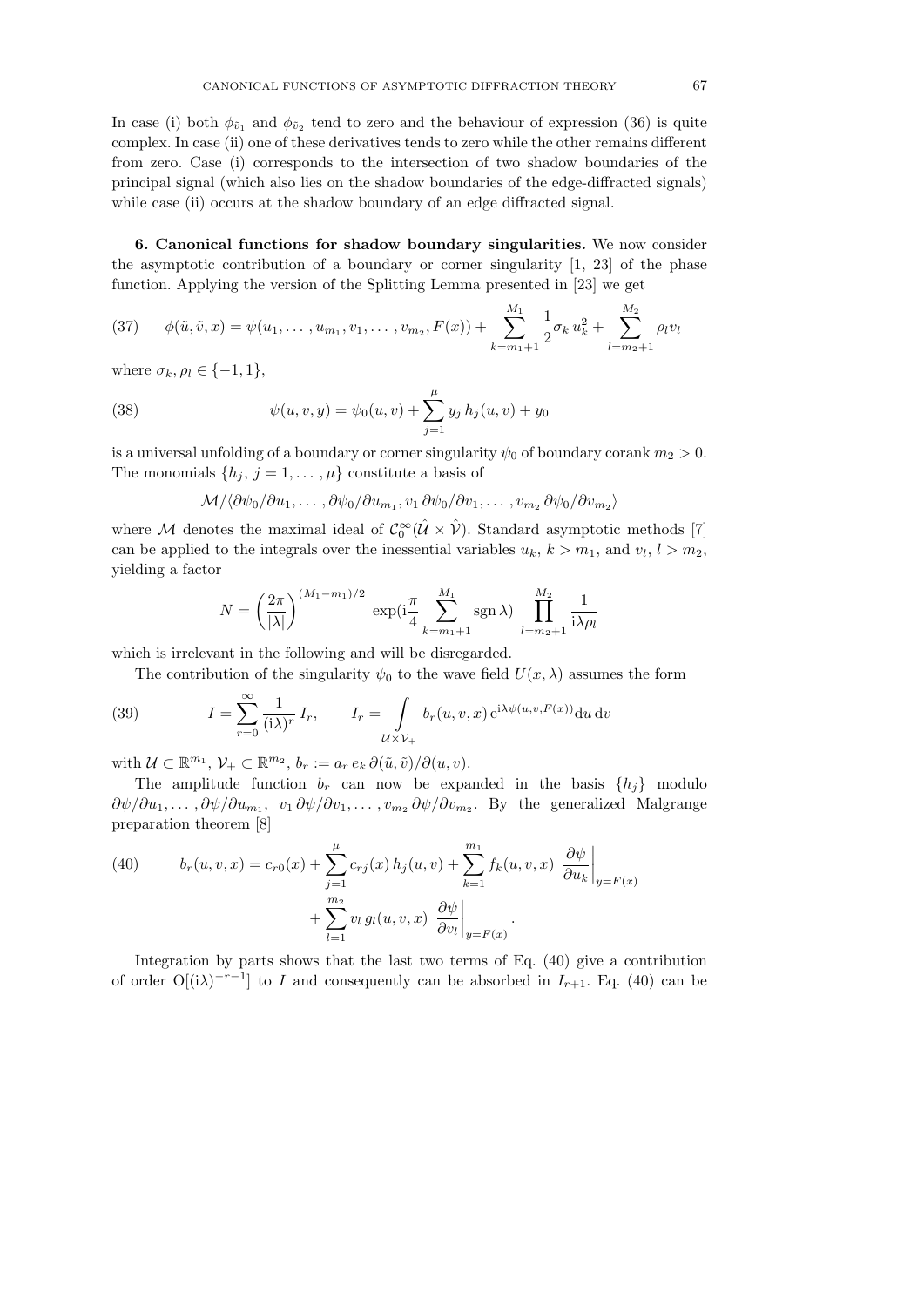In case (i) both $\phi_{\tilde{v}_1}$ and $\phi_{\tilde{v}_2}$ tend to zero and the behaviour of expression (36) is quite complex. In case (ii) one of these derivatives tends to zero while the other remains different from zero. Case (i) corresponds to the intersection of two shadow boundaries of the principal signal (which also lies on the shadow boundaries of the edge-diffracted signals) while case (ii) occurs at the shadow boundary of an edge diffracted signal.

**6. Canonical functions for shadow boundary singularities.** We now consider the asymptotic contribution of a boundary or corner singularity [1, 23] of the phase function. Applying the version of the Splitting Lemma presented in [23] we get

$$\phi(\tilde{u},\tilde{v},x) = \psi(u_1,\dots,u_{m_1},v_1,\dots,v_{m_2},F(x)) + \sum_{k=m_1+1}^{M_1} \frac{1}{2}\sigma_k\, u_k^2 + \sum_{l=m_2+1}^{M_2} \rho_l v_l \tag{37}$$

where $\sigma_k, \rho_l \in \{-1, 1\}$,

$$\psi(u,v,y) = \psi_0(u,v) + \sum_{j=1}^{\mu} y_j\, h_j(u,v) + y_0 \tag{38}$$

is a universal unfolding of a boundary or corner singularity $\psi_0$ of boundary corank $m_2 > 0$. The monomials $\{h_j,\ j = 1,\dots,\mu\}$ constitute a basis of

$$\mathcal{M}/\langle \partial\psi_0/\partial u_1,\dots,\partial\psi_0/\partial u_{m_1}, v_1\,\partial\psi_0/\partial v_1,\dots,v_{m_2}\,\partial\psi_0/\partial v_{m_2}\rangle$$

where $\mathcal{M}$ denotes the maximal ideal of $\mathcal{C}_0^\infty(\hat{\mathcal{U}}\times\hat{\mathcal{V}})$. Standard asymptotic methods [7] can be applied to the integrals over the inessential variables $u_k$, $k > m_1$, and $v_l$, $l > m_2$, yielding a factor

$$N = \left(\frac{2\pi}{|\lambda|}\right)^{(M_1-m_1)/2} \exp\Big(\mathrm{i}\frac{\pi}{4}\sum_{k=m_1+1}^{M_1} \operatorname{sgn}\lambda\Big) \prod_{l=m_2+1}^{M_2} \frac{1}{\mathrm{i}\lambda\rho_l}$$

which is irrelevant in the following and will be disregarded.

The contribution of the singularity $\psi_0$ to the wave field $U(x,\lambda)$ assumes the form

$$I = \sum_{r=0}^{\infty} \frac{1}{(\mathrm{i}\lambda)^r}\, I_r, \qquad I_r = \int\limits_{\mathcal{U}\times\mathcal{V}_+} b_r(u,v,x)\, \mathrm{e}^{\mathrm{i}\lambda\psi(u,v,F(x))} \mathrm{d}u\, \mathrm{d}v \tag{39}$$

with $\mathcal{U}\subset\mathbb{R}^{m_1}$, $\mathcal{V}_+\subset\mathbb{R}^{m_2}$, $b_r := a_r\, e_k\, \partial(\tilde{u},\tilde{v})/\partial(u,v)$.

The amplitude function $b_r$ can now be expanded in the basis $\{h_j\}$ modulo $\partial\psi/\partial u_1,\dots,\partial\psi/\partial u_{m_1},\ v_1\,\partial\psi/\partial v_1,\dots,v_{m_2}\,\partial\psi/\partial v_{m_2}$. By the generalized Malgrange preparation theorem [8]

$$\begin{aligned} b_r(u,v,x) = c_{r0}(x) &+ \sum_{j=1}^{\mu} c_{rj}(x)\, h_j(u,v) + \sum_{k=1}^{m_1} f_k(u,v,x)\ \frac{\partial\psi}{\partial u_k}\bigg|_{y=F(x)} \\ &+ \sum_{l=1}^{m_2} v_l\, g_l(u,v,x)\ \frac{\partial\psi}{\partial v_l}\bigg|_{y=F(x)}. \end{aligned} \tag{40}$$

Integration by parts shows that the last two terms of Eq. (40) give a contribution of order $\mathrm{O}[(\mathrm{i}\lambda)^{-r-1}]$ to $I$ and consequently can be absorbed in $I_{r+1}$. Eq. (40) can be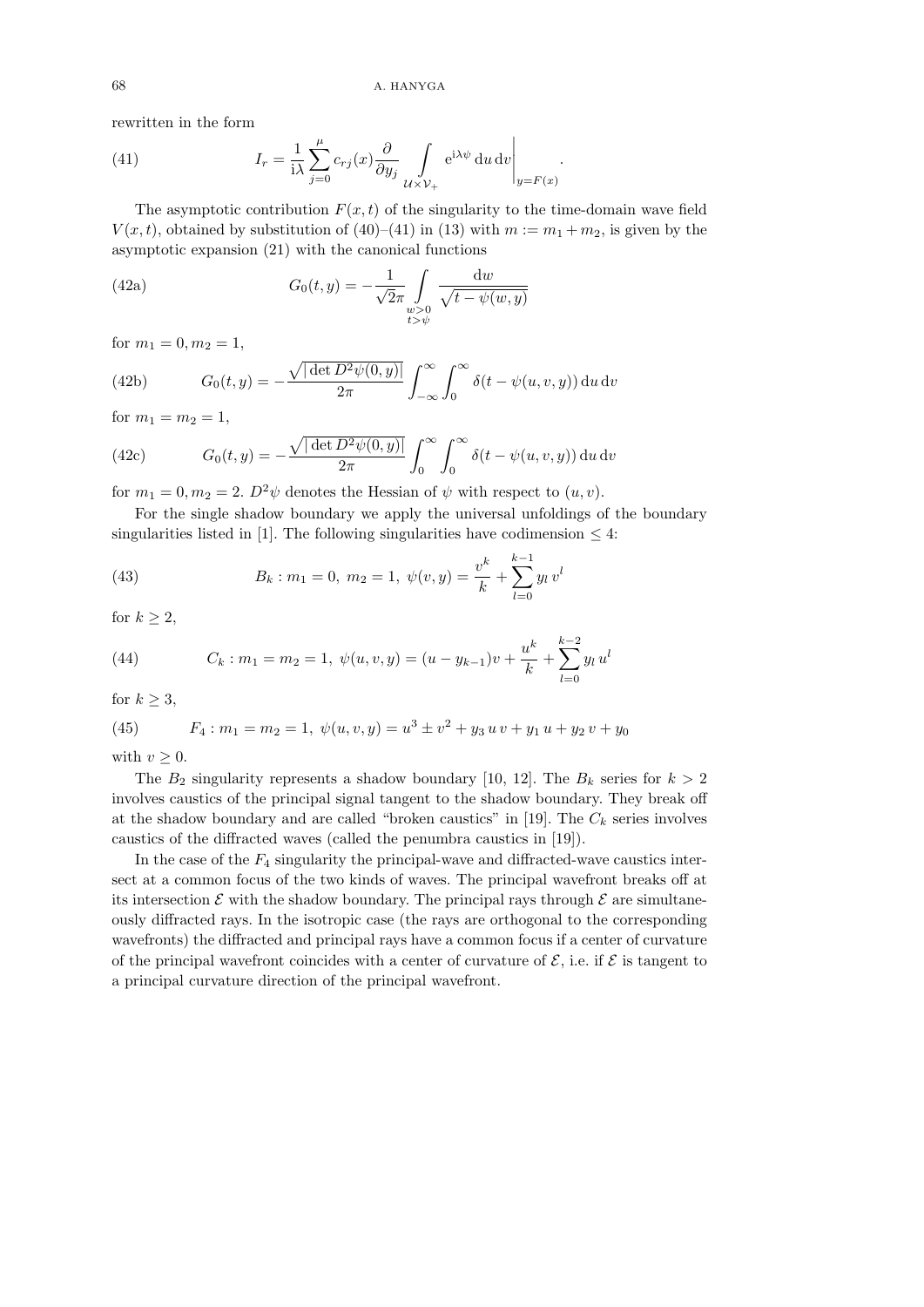rewritten in the form

$$I_r = \frac{1}{\mathrm{i}\lambda} \sum_{j=0}^{\mu} c_{rj}(x) \frac{\partial}{\partial y_j} \int\limits_{\mathcal{U}\times\mathcal{V}_+} \mathrm{e}^{\mathrm{i}\lambda\psi}\, \mathrm{d}u\, \mathrm{d}v \Bigg|_{y=F(x)} . \tag{41}$$

The asymptotic contribution $F(x,t)$ of the singularity to the time-domain wave field $V(x,t)$, obtained by substitution of (40)–(41) in (13) with $m := m_1 + m_2$, is given by the asymptotic expansion (21) with the canonical functions

$$G_0(t,y) = -\frac{1}{\sqrt{2}\pi} \int\limits_{\substack{w>0\\ t>\psi}} \frac{\mathrm{d}w}{\sqrt{t-\psi(w,y)}} \tag{42a}$$

for $m_1 = 0, m_2 = 1$,

$$G_0(t,y) = -\frac{\sqrt{|\det D^2\psi(0,y)|}}{2\pi} \int_{-\infty}^{\infty}\int_0^{\infty} \delta(t-\psi(u,v,y))\, \mathrm{d}u\, \mathrm{d}v \tag{42b}$$

for $m_1 = m_2 = 1$,

$$G_0(t,y) = -\frac{\sqrt{|\det D^2\psi(0,y)|}}{2\pi} \int_{0}^{\infty}\int_0^{\infty} \delta(t-\psi(u,v,y))\, \mathrm{d}u\, \mathrm{d}v \tag{42c}$$

for $m_1 = 0, m_2 = 2$. $D^2\psi$ denotes the Hessian of $\psi$ with respect to $(u,v)$.

For the single shadow boundary we apply the universal unfoldings of the boundary singularities listed in [1]. The following singularities have codimension $\leq 4$:

$$B_k : m_1 = 0,\ m_2 = 1,\ \psi(v,y) = \frac{v^k}{k} + \sum_{l=0}^{k-1} y_l\, v^l \tag{43}$$

for $k \geq 2$,

$$C_k : m_1 = m_2 = 1,\ \psi(u,v,y) = (u - y_{k-1})v + \frac{u^k}{k} + \sum_{l=0}^{k-2} y_l\, u^l \tag{44}$$

for $k \geq 3$,

$$F_4 : m_1 = m_2 = 1,\ \psi(u,v,y) = u^3 \pm v^2 + y_3\, u\, v + y_1\, u + y_2\, v + y_0 \tag{45}$$

with $v \geq 0$.

The $B_2$ singularity represents a shadow boundary [10, 12]. The $B_k$ series for $k > 2$ involves caustics of the principal signal tangent to the shadow boundary. They break off at the shadow boundary and are called "broken caustics" in [19]. The $C_k$ series involves caustics of the diffracted waves (called the penumbra caustics in [19]).

In the case of the $F_4$ singularity the principal-wave and diffracted-wave caustics intersect at a common focus of the two kinds of waves. The principal wavefront breaks off at its intersection $\mathcal{E}$ with the shadow boundary. The principal rays through $\mathcal{E}$ are simultaneously diffracted rays. In the isotropic case (the rays are orthogonal to the corresponding wavefronts) the diffracted and principal rays have a common focus if a center of curvature of the principal wavefront coincides with a center of curvature of $\mathcal{E}$, i.e. if $\mathcal{E}$ is tangent to a principal curvature direction of the principal wavefront.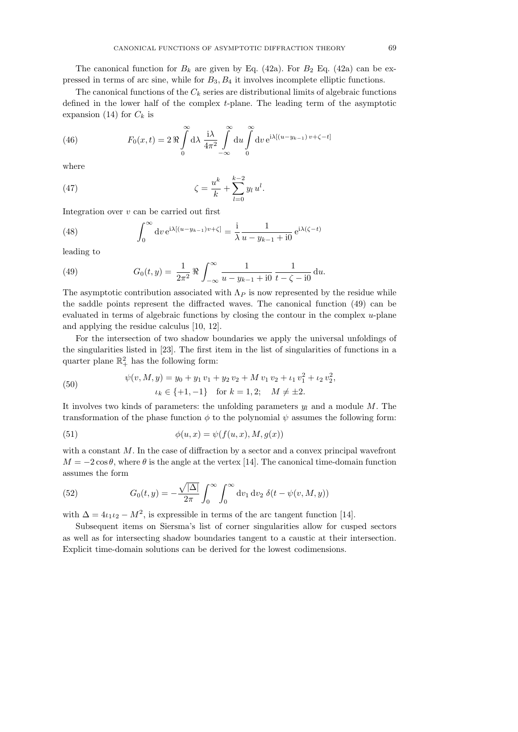The canonical function for $B_k$ are given by Eq. (42a). For $B_2$ Eq. (42a) can be expressed in terms of arc sine, while for $B_3, B_4$ it involves incomplete elliptic functions.

The canonical functions of the $C_k$ series are distributional limits of algebraic functions defined in the lower half of the complex $t$-plane. The leading term of the asymptotic expansion (14) for $C_k$ is

$$F_0(x,t) = 2\,\Re \int_0^\infty \mathrm{d}\lambda\ \frac{\mathrm{i}\lambda}{4\pi^2} \int_{-\infty}^{\infty} \mathrm{d}u \int_0^\infty \mathrm{d}v\, \mathrm{e}^{\mathrm{i}\lambda[(u-y_{k-1})\,v+\zeta-t]} \tag{46}$$

where

$$\zeta = \frac{u^k}{k} + \sum_{l=0}^{k-2} y_l\, u^l. \tag{47}$$

Integration over $v$ can be carried out first

$$\int_0^\infty \mathrm{d}v\, \mathrm{e}^{\mathrm{i}\lambda[(u-y_{k-1})v+\zeta]} = \frac{\mathrm{i}}{\lambda}\frac{1}{u-y_{k-1}+\mathrm{i}0}\,\mathrm{e}^{\mathrm{i}\lambda(\zeta-t)} \tag{48}$$

leading to

$$G_0(t,y) = \frac{1}{2\pi^2}\,\Re \int_{-\infty}^{\infty} \frac{1}{u-y_{k-1}+\mathrm{i}0}\,\frac{1}{t-\zeta-\mathrm{i}0}\,\mathrm{d}u. \tag{49}$$

The asymptotic contribution associated with $\Lambda_P$ is now represented by the residue while the saddle points represent the diffracted waves. The canonical function (49) can be evaluated in terms of algebraic functions by closing the contour in the complex $u$-plane and applying the residue calculus [10, 12].

For the intersection of two shadow boundaries we apply the universal unfoldings of the singularities listed in [23]. The first item in the list of singularities of functions in a quarter plane $\mathbb{R}_+^2$ has the following form:

$$\begin{gathered} \psi(v,M,y) = y_0 + y_1\,v_1 + y_2\,v_2 + M\,v_1\,v_2 + \iota_1\,v_1^2 + \iota_2\,v_2^2, \\ \iota_k \in \{+1,-1\} \quad \text{for } k=1,2; \quad M \neq \pm 2. \end{gathered} \tag{50}$$

It involves two kinds of parameters: the unfolding parameters $y_l$ and a module $M$. The transformation of the phase function $\phi$ to the polynomial $\psi$ assumes the following form:

$$\phi(u,x) = \psi(f(u,x), M, g(x)) \tag{51}$$

with a constant $M$. In the case of diffraction by a sector and a convex principal wavefront $M = -2\cos\theta$, where $\theta$ is the angle at the vertex [14]. The canonical time-domain function assumes the form

$$G_0(t,y) = -\frac{\sqrt{|\Delta|}}{2\pi}\int_0^\infty \int_0^\infty \mathrm{d}v_1\,\mathrm{d}v_2\ \delta(t-\psi(v,M,y)) \tag{52}$$

with $\Delta = 4\iota_1\iota_2 - M^2$, is expressible in terms of the arc tangent function [14].

Subsequent items on Siersma's list of corner singularities allow for cusped sectors as well as for intersecting shadow boundaries tangent to a caustic at their intersection. Explicit time-domain solutions can be derived for the lowest codimensions.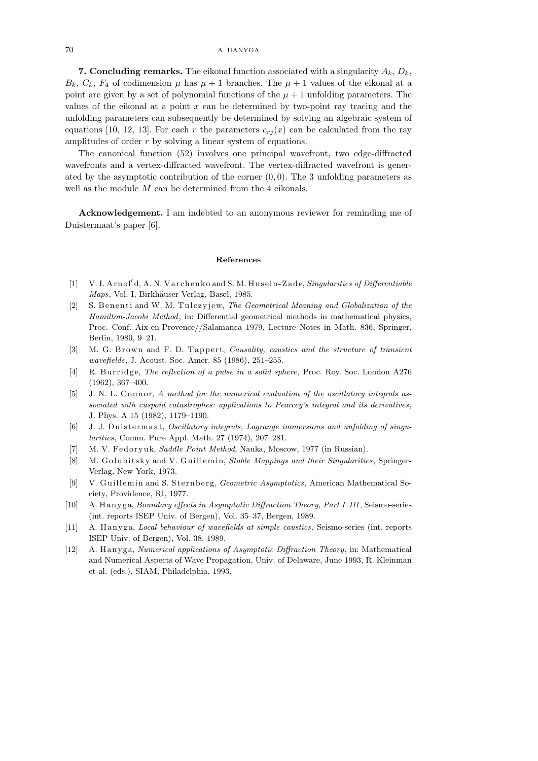**7. Concluding remarks.** The eikonal function associated with a singularity $A_k$, $D_k$, $B_k$, $C_k$, $F_4$ of codimension $\mu$ has $\mu + 1$ branches. The $\mu + 1$ values of the eikonal at a point are given by a set of polynomial functions of the $\mu + 1$ unfolding parameters. The values of the eikonal at a point $x$ can be determined by two-point ray tracing and the unfolding parameters can subsequently be determined by solving an algebraic system of equations [10, 12, 13]. For each $r$ the parameters $c_{rj}(x)$ can be calculated from the ray amplitudes of order $r$ by solving a linear system of equations.

The canonical function (52) involves one principal wavefront, two edge-diffracted wavefronts and a vertex-diffracted wavefront. The vertex-diffracted wavefront is generated by the asymptotic contribution of the corner $(0, 0)$. The 3 unfolding parameters as well as the module $M$ can be determined from the 4 eikonals.

**Acknowledgement.** I am indebted to an anonymous reviewer for reminding me of Duistermaat's paper [6].

## References

[1] V. I. Arnol′d, A. N. Varchenko and S. M. Husein-Zade, *Singularities of Differentiable Maps*, Vol. I, Birkhäuser Verlag, Basel, 1985.

[2] S. Benenti and W. M. Tulczyjew, *The Geometrical Meaning and Globalization of the Hamilton-Jacobi Method*, in: Differential geometrical methods in mathematical physics, Proc. Conf. Aix-en-Provence//Salamanca 1979, Lecture Notes in Math. 836, Springer, Berlin, 1980, 9–21.

[3] M. G. Brown and F. D. Tappert, *Causality, caustics and the structure of transient wavefields*, J. Acoust. Soc. Amer. 85 (1986), 251–255.

[4] R. Burridge, *The reflection of a pulse in a solid sphere*, Proc. Roy. Soc. London A276 (1962), 367–400.

[5] J. N. L. Connor, *A method for the numerical evaluation of the oscillatory integrals associated with cuspoid catastrophes: applications to Pearcey's integral and its derivatives*, J. Phys. A 15 (1982), 1179–1190.

[6] J. J. Duistermaat, *Oscillatory integrals, Lagrange immersions and unfolding of singularities*, Comm. Pure Appl. Math. 27 (1974), 207–281.

[7] M. V. Fedoryuk, *Saddle Point Method*, Nauka, Moscow, 1977 (in Russian).

[8] M. Golubitsky and V. Guillemin, *Stable Mappings and their Singularities*, Springer-Verlag, New York, 1973.

[9] V. Guillemin and S. Sternberg, *Geometric Asymptotics*, American Mathematical Society, Providence, RI, 1977.

[10] A. Hanyga, *Boundary effects in Asymptotic Diffraction Theory, Part I–III*, Seismo-series (int. reports ISEP Univ. of Bergen), Vol. 35–37, Bergen, 1989.

[11] A. Hanyga, *Local behaviour of wavefields at simple caustics*, Seismo-series (int. reports ISEP Univ. of Bergen), Vol. 38, 1989.

[12] A. Hanyga, *Numerical applications of Asymptotic Diffraction Theory*, in: Mathematical and Numerical Aspects of Wave Propagation, Univ. of Delaware, June 1993, R. Kleinman et al. (eds.), SIAM, Philadelphia, 1993.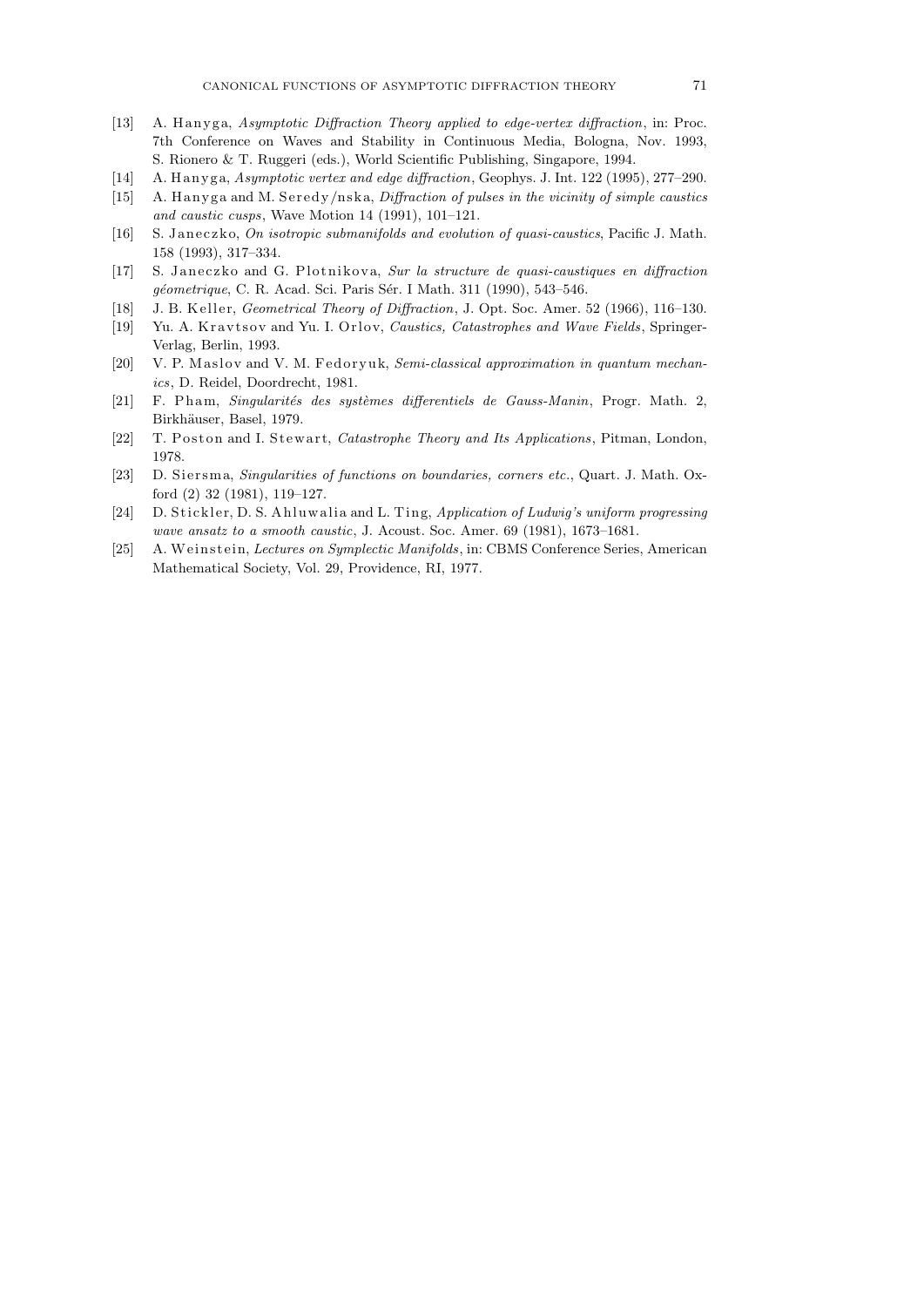[13] A. Hanyga, *Asymptotic Diffraction Theory applied to edge-vertex diffraction*, in: Proc. 7th Conference on Waves and Stability in Continuous Media, Bologna, Nov. 1993, S. Rionero & T. Ruggeri (eds.), World Scientific Publishing, Singapore, 1994.

[14] A. Hanyga, *Asymptotic vertex and edge diffraction*, Geophys. J. Int. 122 (1995), 277–290.

[15] A. Hanyga and M. Seredy/nska, *Diffraction of pulses in the vicinity of simple caustics and caustic cusps*, Wave Motion 14 (1991), 101–121.

[16] S. Janeczko, *On isotropic submanifolds and evolution of quasi-caustics*, Pacific J. Math. 158 (1993), 317–334.

[17] S. Janeczko and G. Plotnikova, *Sur la structure de quasi-caustiques en diffraction géometrique*, C. R. Acad. Sci. Paris Sér. I Math. 311 (1990), 543–546.

[18] J. B. Keller, *Geometrical Theory of Diffraction*, J. Opt. Soc. Amer. 52 (1966), 116–130.

[19] Yu. A. Kravtsov and Yu. I. Orlov, *Caustics, Catastrophes and Wave Fields*, Springer-Verlag, Berlin, 1993.

[20] V. P. Maslov and V. M. Fedoryuk, *Semi-classical approximation in quantum mechanics*, D. Reidel, Doordrecht, 1981.

[21] F. Pham, *Singularités des systèmes differentiels de Gauss-Manin*, Progr. Math. 2, Birkhäuser, Basel, 1979.

[22] T. Poston and I. Stewart, *Catastrophe Theory and Its Applications*, Pitman, London, 1978.

[23] D. Siersma, *Singularities of functions on boundaries, corners etc.*, Quart. J. Math. Oxford (2) 32 (1981), 119–127.

[24] D. Stickler, D. S. Ahluwalia and L. Ting, *Application of Ludwig's uniform progressing wave ansatz to a smooth caustic*, J. Acoust. Soc. Amer. 69 (1981), 1673–1681.

[25] A. Weinstein, *Lectures on Symplectic Manifolds*, in: CBMS Conference Series, American Mathematical Society, Vol. 29, Providence, RI, 1977.